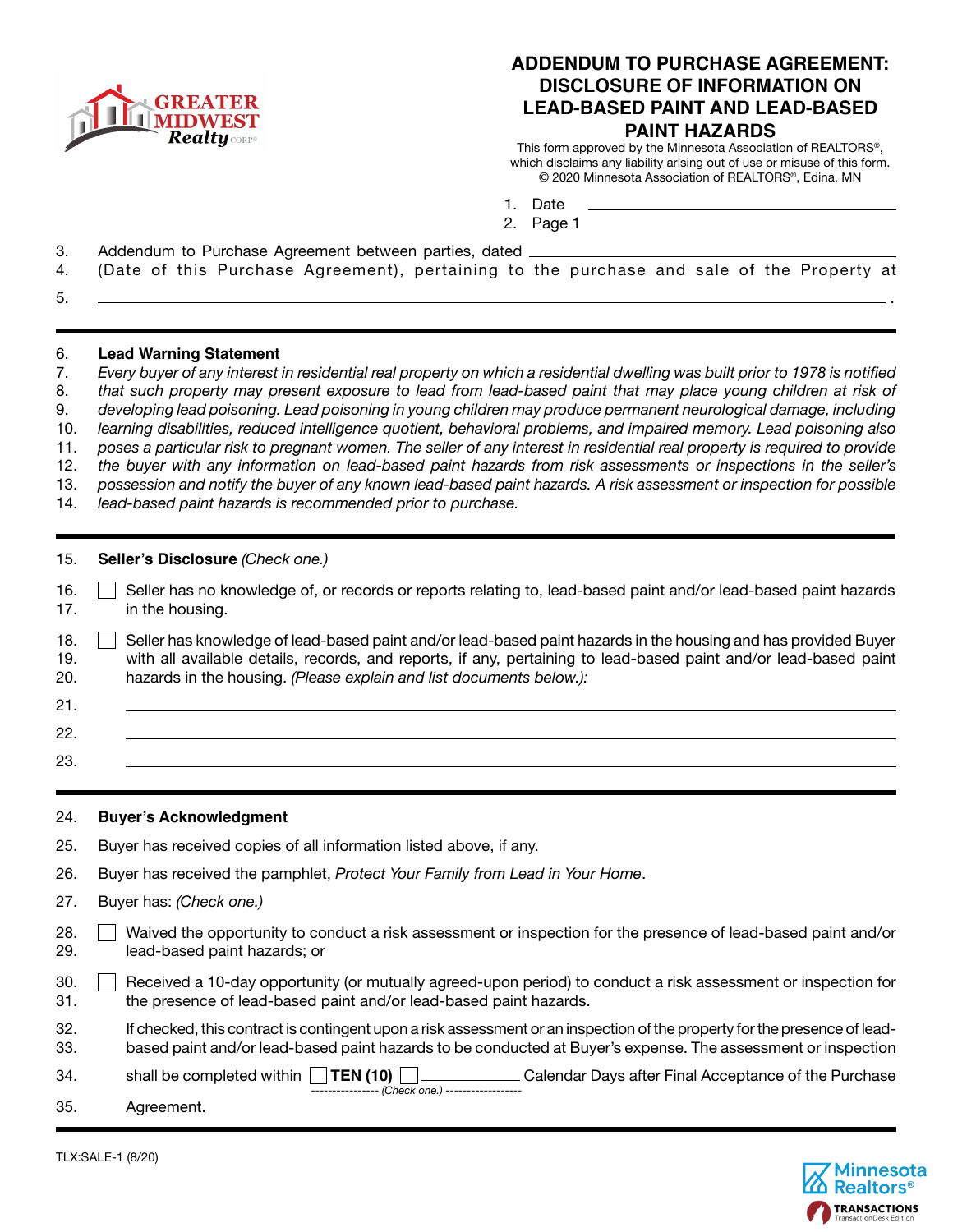GREATER MIDWEST Realty CORP

# ADDENDUM TO PURCHASE AGREEMENT: DISCLOSURE OF INFORMATION ON LEAD-BASED PAINT AND LEAD-BASED PAINT HAZARDS

This form approved by the Minnesota Association of REALTORS®, which disclaims any liability arising out of use or misuse of this form.
© 2020 Minnesota Association of REALTORS®, Edina, MN

1. Date ______________________________
2. Page 1

3. Addendum to Purchase Agreement between parties, dated ______________________________
4. (Date of this Purchase Agreement), pertaining to the purchase and sale of the Property at
5. ______________________________________________________________________ .

---

6. **Lead Warning Statement**
7. *Every buyer of any interest in residential real property on which a residential dwelling was built prior to 1978 is notified*
8. *that such property may present exposure to lead from lead-based paint that may place young children at risk of*
9. *developing lead poisoning. Lead poisoning in young children may produce permanent neurological damage, including*
10. *learning disabilities, reduced intelligence quotient, behavioral problems, and impaired memory. Lead poisoning also*
11. *poses a particular risk to pregnant women. The seller of any interest in residential real property is required to provide*
12. *the buyer with any information on lead-based paint hazards from risk assessments or inspections in the seller's*
13. *possession and notify the buyer of any known lead-based paint hazards. A risk assessment or inspection for possible*
14. *lead-based paint hazards is recommended prior to purchase.*

---

15. **Seller's Disclosure** *(Check one.)*

16. ☐ Seller has no knowledge of, or records or reports relating to, lead-based paint and/or lead-based paint hazards
17. in the housing.

18. ☐ Seller has knowledge of lead-based paint and/or lead-based paint hazards in the housing and has provided Buyer
19. with all available details, records, and reports, if any, pertaining to lead-based paint and/or lead-based paint
20. hazards in the housing. *(Please explain and list documents below.):*
21. ______________________________________________________________________
22. ______________________________________________________________________
23. ______________________________________________________________________

---

24. **Buyer's Acknowledgment**
25. Buyer has received copies of all information listed above, if any.
26. Buyer has received the pamphlet, *Protect Your Family from Lead in Your Home*.
27. Buyer has: *(Check one.)*

28. ☐ Waived the opportunity to conduct a risk assessment or inspection for the presence of lead-based paint and/or
29. lead-based paint hazards; or

30. ☐ Received a 10-day opportunity (or mutually agreed-upon period) to conduct a risk assessment or inspection for
31. the presence of lead-based paint and/or lead-based paint hazards.

32. If checked, this contract is contingent upon a risk assessment or an inspection of the property for the presence of lead-
33. based paint and/or lead-based paint hazards to be conducted at Buyer's expense. The assessment or inspection
34. shall be completed within ☐ **TEN (10)** ☐ ____________ Calendar Days after Final Acceptance of the Purchase
(Check one.)
35. Agreement.

TLX:SALE-1 (8/20)

Minnesota Realtors® TRANSACTIONS TransactionDesk Edition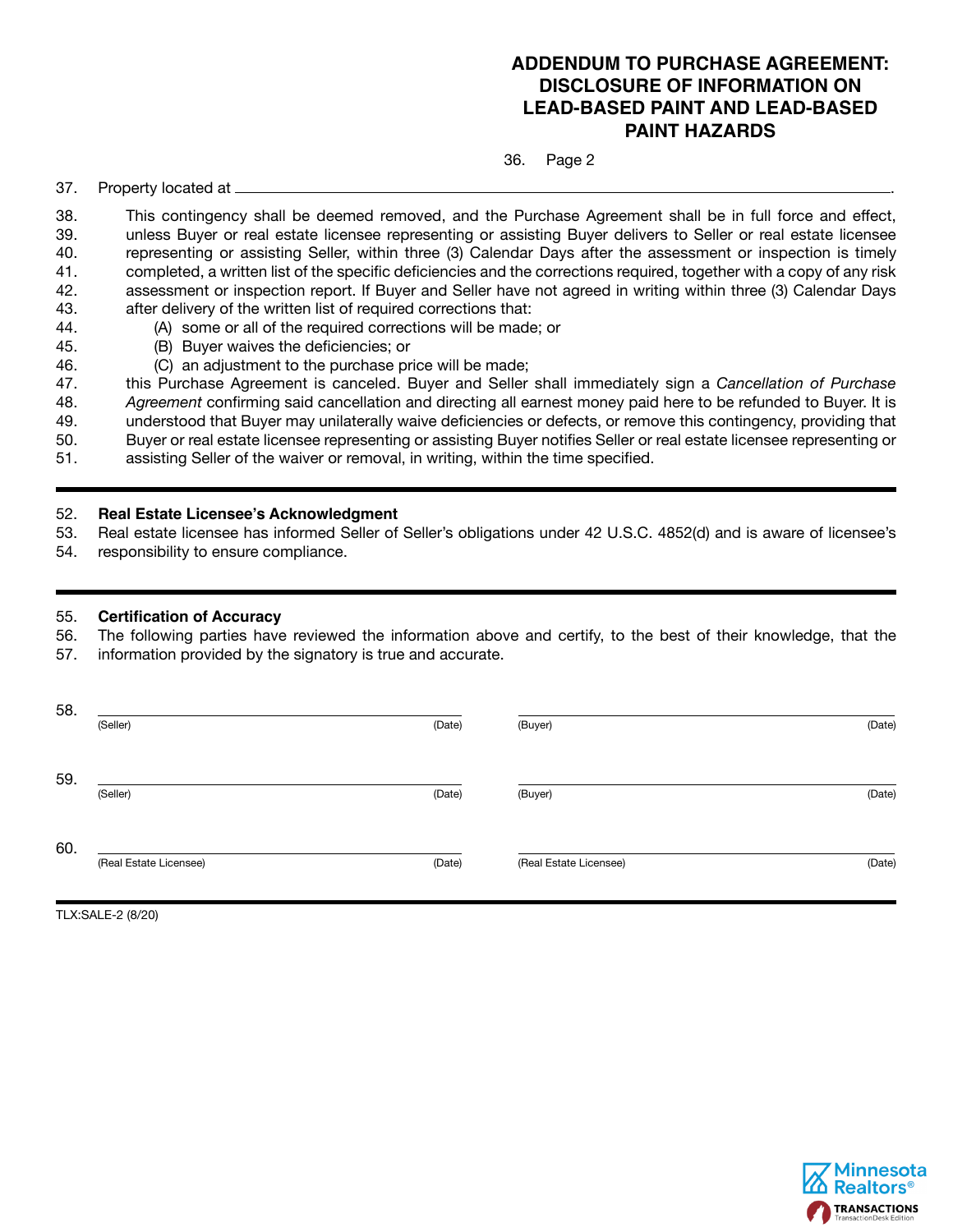# ADDENDUM TO PURCHASE AGREEMENT: DISCLOSURE OF INFORMATION ON LEAD-BASED PAINT AND LEAD-BASED PAINT HAZARDS

36. Page 2

37. Property located at ______________________________________________.

38. This contingency shall be deemed removed, and the Purchase Agreement shall be in full force and effect,
39. unless Buyer or real estate licensee representing or assisting Buyer delivers to Seller or real estate licensee
40. representing or assisting Seller, within three (3) Calendar Days after the assessment or inspection is timely
41. completed, a written list of the specific deficiencies and the corrections required, together with a copy of any risk
42. assessment or inspection report. If Buyer and Seller have not agreed in writing within three (3) Calendar Days
43. after delivery of the written list of required corrections that:
44. (A) some or all of the required corrections will be made; or
45. (B) Buyer waives the deficiencies; or
46. (C) an adjustment to the purchase price will be made;
47. this Purchase Agreement is canceled. Buyer and Seller shall immediately sign a *Cancellation of Purchase*
48. *Agreement* confirming said cancellation and directing all earnest money paid here to be refunded to Buyer. It is
49. understood that Buyer may unilaterally waive deficiencies or defects, or remove this contingency, providing that
50. Buyer or real estate licensee representing or assisting Buyer notifies Seller or real estate licensee representing or
51. assisting Seller of the waiver or removal, in writing, within the time specified.

---

52. **Real Estate Licensee's Acknowledgment**
53. Real estate licensee has informed Seller of Seller's obligations under 42 U.S.C. 4852(d) and is aware of licensee's
54. responsibility to ensure compliance.

---

55. **Certification of Accuracy**
56. The following parties have reviewed the information above and certify, to the best of their knowledge, that the
57. information provided by the signatory is true and accurate.

58. ______________________________ ______________________________
(Seller) (Date) (Buyer) (Date)

59. ______________________________ ______________________________
(Seller) (Date) (Buyer) (Date)

60. ______________________________ ______________________________
(Real Estate Licensee) (Date) (Real Estate Licensee) (Date)

TLX:SALE-2 (8/20)

Minnesota Realtors®
TRANSACTIONS
TransactionDesk Edition